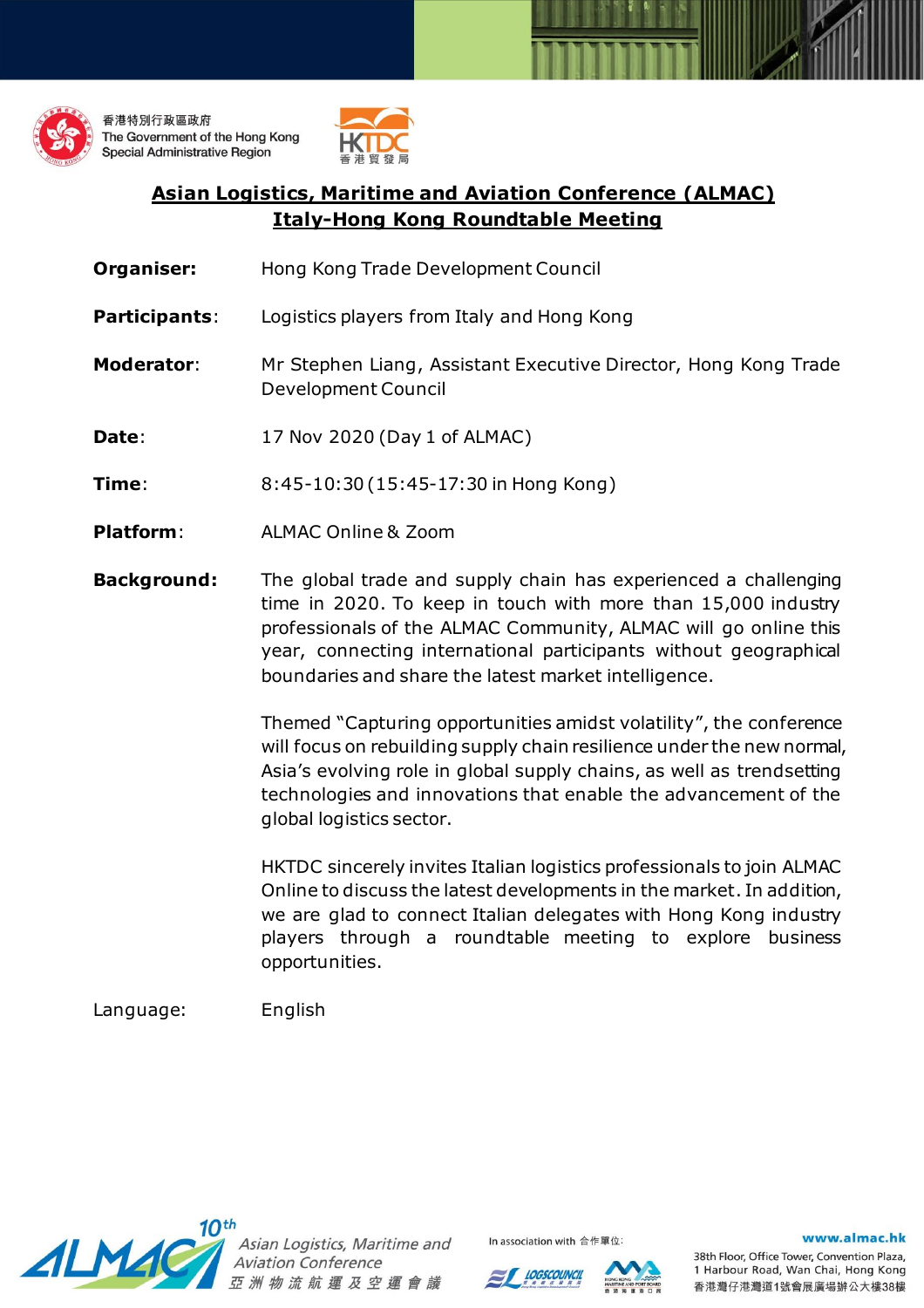香港特別行政區政府
The Government of the Hong Kong Special Administrative Region

HKTDC 香港貿發局

# Asian Logistics, Maritime and Aviation Conference (ALMAC)
## Italy-Hong Kong Roundtable Meeting

**Organiser:** Hong Kong Trade Development Council

**Participants**: Logistics players from Italy and Hong Kong

**Moderator**: Mr Stephen Liang, Assistant Executive Director, Hong Kong Trade Development Council

**Date**: 17 Nov 2020 (Day 1 of ALMAC)

**Time**: 8:45-10:30 (15:45-17:30 in Hong Kong)

**Platform**: ALMAC Online & Zoom

**Background:** The global trade and supply chain has experienced a challenging time in 2020. To keep in touch with more than 15,000 industry professionals of the ALMAC Community, ALMAC will go online this year, connecting international participants without geographical boundaries and share the latest market intelligence.

Themed "Capturing opportunities amidst volatility", the conference will focus on rebuilding supply chain resilience under the new normal, Asia's evolving role in global supply chains, as well as trendsetting technologies and innovations that enable the advancement of the global logistics sector.

HKTDC sincerely invites Italian logistics professionals to join ALMAC Online to discuss the latest developments in the market. In addition, we are glad to connect Italian delegates with Hong Kong industry players through a roundtable meeting to explore business opportunities.

Language: English

10th ALMAC Asian Logistics, Maritime and Aviation Conference 亞洲物流航運及空運會議

In association with 合作單位: LOGSCOUNCIL, Hong Kong Maritime and Port Board

www.almac.hk
38th Floor, Office Tower, Convention Plaza, 1 Harbour Road, Wan Chai, Hong Kong
香港灣仔港灣道1號會展廣場辦公大樓38樓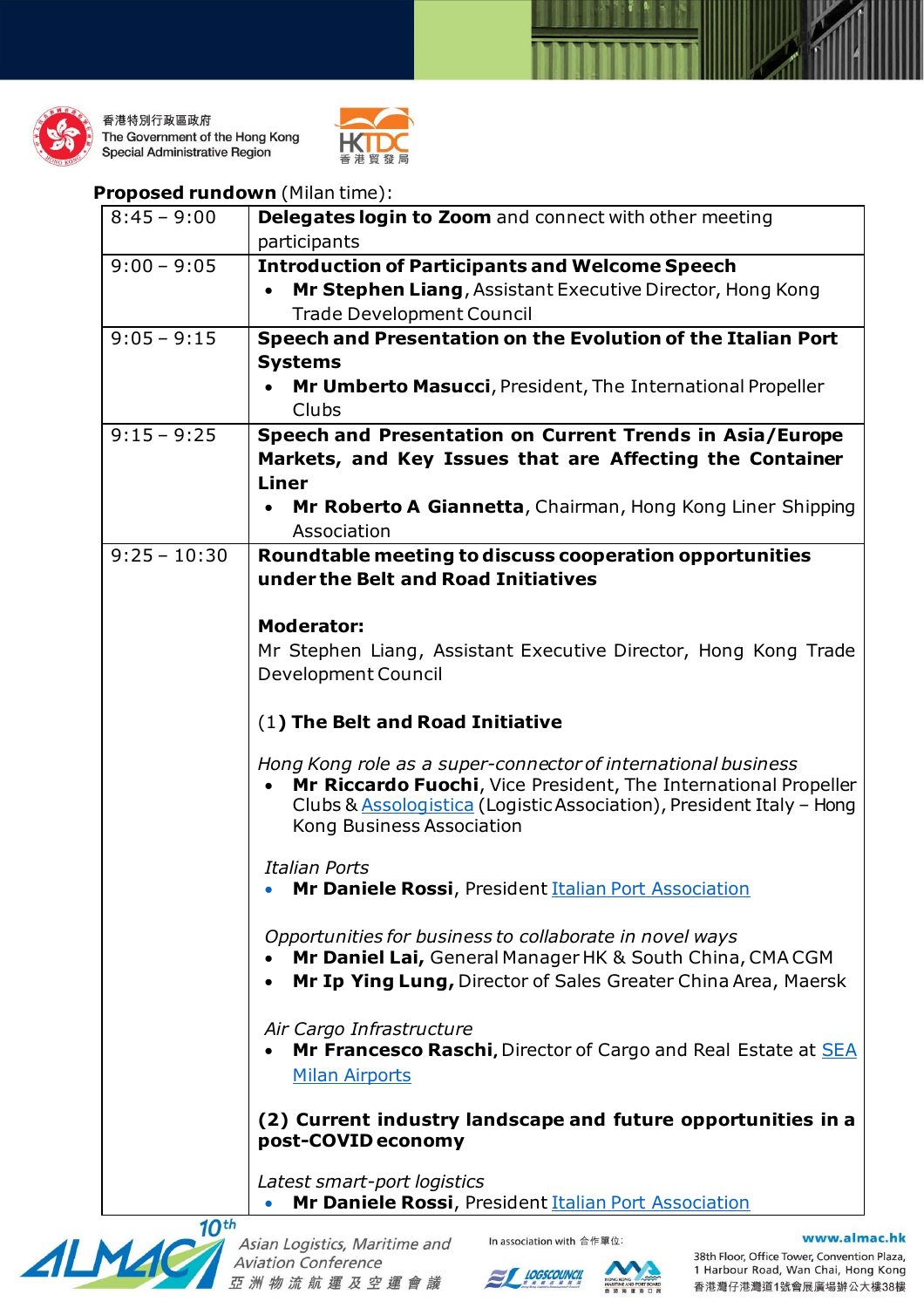**Proposed rundown** (Milan time):

| | |
|---|---|
| 8:45 – 9:00 | **Delegates login to Zoom** and connect with other meeting participants |
| 9:00 – 9:05 | **Introduction of Participants and Welcome Speech**<br>• **Mr Stephen Liang**, Assistant Executive Director, Hong Kong Trade Development Council |
| 9:05 – 9:15 | **Speech and Presentation on the Evolution of the Italian Port Systems**<br>• **Mr Umberto Masucci**, President, The International Propeller Clubs |
| 9:15 – 9:25 | **Speech and Presentation on Current Trends in Asia/Europe Markets, and Key Issues that are Affecting the Container Liner**<br>• **Mr Roberto A Giannetta**, Chairman, Hong Kong Liner Shipping Association |
| 9:25 – 10:30 | **Roundtable meeting to discuss cooperation opportunities under the Belt and Road Initiatives**<br><br>**Moderator:**<br>Mr Stephen Liang, Assistant Executive Director, Hong Kong Trade Development Council<br><br>(1**) The Belt and Road Initiative**<br><br>*Hong Kong role as a super-connector of international business*<br>• **Mr Riccardo Fuochi**, Vice President, The International Propeller Clubs & Assologistica (Logistic Association), President Italy – Hong Kong Business Association<br><br>*Italian Ports*<br>• **Mr Daniele Rossi**, President Italian Port Association<br><br>*Opportunities for business to collaborate in novel ways*<br>• **Mr Daniel Lai,** General Manager HK & South China, CMA CGM<br>• **Mr Ip Ying Lung,** Director of Sales Greater China Area, Maersk<br><br>*Air Cargo Infrastructure*<br>• **Mr Francesco Raschi,** Director of Cargo and Real Estate at SEA Milan Airports<br><br>**(2) Current industry landscape and future opportunities in a post-COVID economy**<br><br>*Latest smart-port logistics*<br>• **Mr Daniele Rossi**, President Italian Port Association |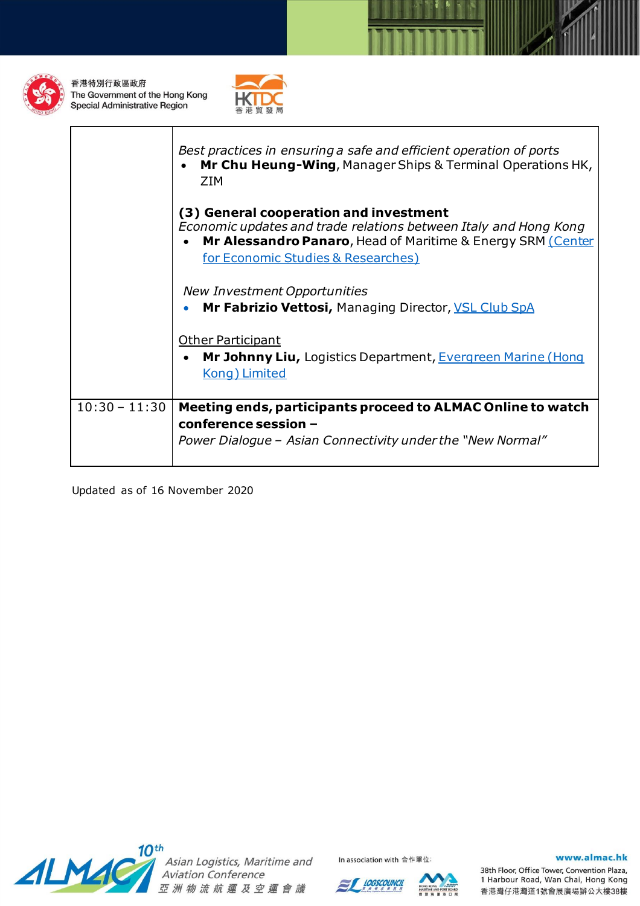| | |
|---|---|
| | *Best practices in ensuring a safe and efficient operation of ports*<br>• **Mr Chu Heung-Wing**, Manager Ships & Terminal Operations HK, ZIM<br><br>**(3) General cooperation and investment**<br>*Economic updates and trade relations between Italy and Hong Kong*<br>• **Mr Alessandro Panaro**, Head of Maritime & Energy SRM (Center for Economic Studies & Researches)<br><br>*New Investment Opportunities*<br>• **Mr Fabrizio Vettosi,** Managing Director, VSL Club SpA<br><br>Other Participant<br>• **Mr Johnny Liu,** Logistics Department, Evergreen Marine (Hong Kong) Limited |
| 10:30 – 11:30 | **Meeting ends, participants proceed to ALMAC Online to watch conference session –**<br>*Power Dialogue – Asian Connectivity under the "New Normal"* |

Updated as of 16 November 2020